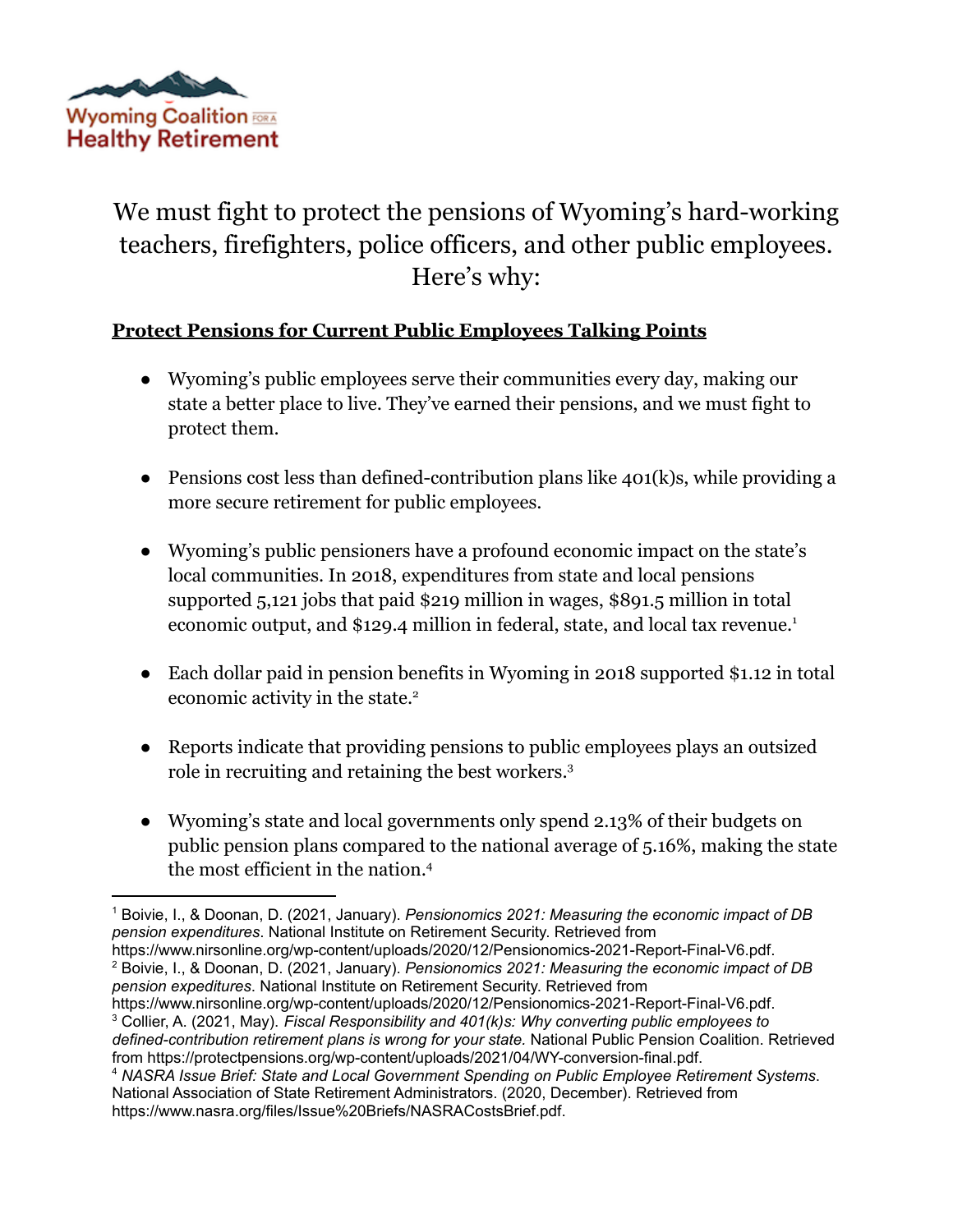Wyoming Coalition for a Healthy Retirement

# We must fight to protect the pensions of Wyoming's hard-working teachers, firefighters, police officers, and other public employees. Here's why:

## Protect Pensions for Current Public Employees Talking Points

- Wyoming's public employees serve their communities every day, making our state a better place to live. They've earned their pensions, and we must fight to protect them.
- Pensions cost less than defined-contribution plans like 401(k)s, while providing a more secure retirement for public employees.
- Wyoming's public pensioners have a profound economic impact on the state's local communities. In 2018, expenditures from state and local pensions supported 5,121 jobs that paid $219 million in wages, $891.5 million in total economic output, and $129.4 million in federal, state, and local tax revenue.[1]
- Each dollar paid in pension benefits in Wyoming in 2018 supported $1.12 in total economic activity in the state.[2]
- Reports indicate that providing pensions to public employees plays an outsized role in recruiting and retaining the best workers.[3]
- Wyoming's state and local governments only spend 2.13% of their budgets on public pension plans compared to the national average of 5.16%, making the state the most efficient in the nation.[4]

---

[1] Boivie, I., & Doonan, D. (2021, January). *Pensionomics 2021: Measuring the economic impact of DB pension expenditures*. National Institute on Retirement Security. Retrieved from https://www.nirsonline.org/wp-content/uploads/2020/12/Pensionomics-2021-Report-Final-V6.pdf.

[2] Boivie, I., & Doonan, D. (2021, January). *Pensionomics 2021: Measuring the economic impact of DB pension expeditures*. National Institute on Retirement Security. Retrieved from https://www.nirsonline.org/wp-content/uploads/2020/12/Pensionomics-2021-Report-Final-V6.pdf.

[3] Collier, A. (2021, May). *Fiscal Responsibility and 401(k)s: Why converting public employees to defined-contribution retirement plans is wrong for your state.* National Public Pension Coalition. Retrieved from https://protectpensions.org/wp-content/uploads/2021/04/WY-conversion-final.pdf.

[4] *NASRA Issue Brief: State and Local Government Spending on Public Employee Retirement Systems*. National Association of State Retirement Administrators. (2020, December). Retrieved from https://www.nasra.org/files/Issue%20Briefs/NASRACostsBrief.pdf.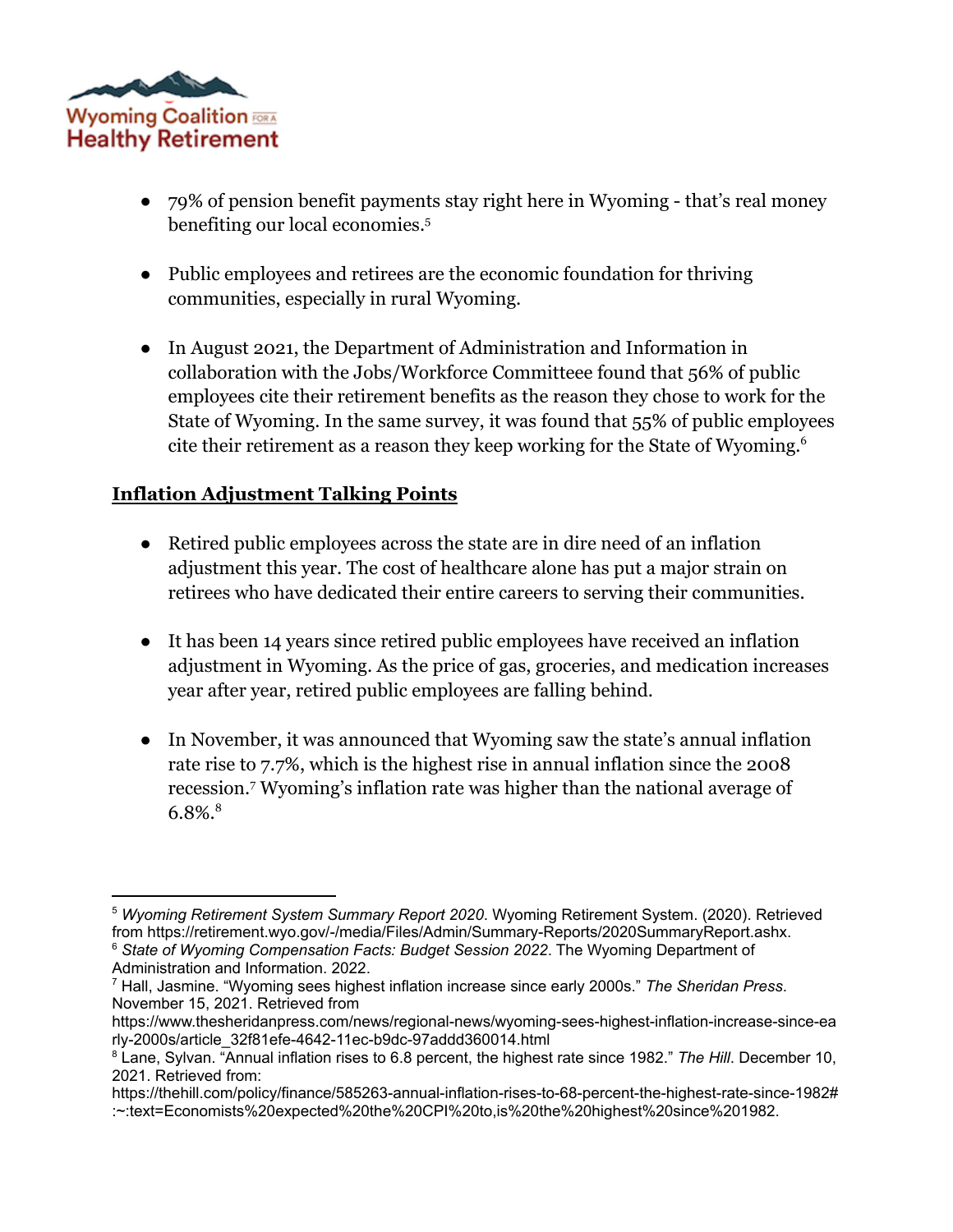- 79% of pension benefit payments stay right here in Wyoming - that's real money benefiting our local economies.[5]

- Public employees and retirees are the economic foundation for thriving communities, especially in rural Wyoming.

- In August 2021, the Department of Administration and Information in collaboration with the Jobs/Workforce Committeee found that 56% of public employees cite their retirement benefits as the reason they chose to work for the State of Wyoming. In the same survey, it was found that 55% of public employees cite their retirement as a reason they keep working for the State of Wyoming.[6]

**Inflation Adjustment Talking Points**

- Retired public employees across the state are in dire need of an inflation adjustment this year. The cost of healthcare alone has put a major strain on retirees who have dedicated their entire careers to serving their communities.

- It has been 14 years since retired public employees have received an inflation adjustment in Wyoming. As the price of gas, groceries, and medication increases year after year, retired public employees are falling behind.

- In November, it was announced that Wyoming saw the state's annual inflation rate rise to 7.7%, which is the highest rise in annual inflation since the 2008 recession.[7] Wyoming's inflation rate was higher than the national average of 6.8%.[8]

---

[5] *Wyoming Retirement System Summary Report 2020*. Wyoming Retirement System. (2020). Retrieved from https://retirement.wyo.gov/-/media/Files/Admin/Summary-Reports/2020SummaryReport.ashx.

[6] *State of Wyoming Compensation Facts: Budget Session 2022*. The Wyoming Department of Administration and Information. 2022.

[7] Hall, Jasmine. "Wyoming sees highest inflation increase since early 2000s." *The Sheridan Press*. November 15, 2021. Retrieved from https://www.thesheridanpress.com/news/regional-news/wyoming-sees-highest-inflation-increase-since-early-2000s/article_32f81efe-4642-11ec-b9dc-97addd360014.html

[8] Lane, Sylvan. "Annual inflation rises to 6.8 percent, the highest rate since 1982." *The Hill*. December 10, 2021. Retrieved from: https://thehill.com/policy/finance/585263-annual-inflation-rises-to-68-percent-the-highest-rate-since-1982#:~:text=Economists%20expected%20the%20CPI%20to,is%20the%20highest%20since%201982.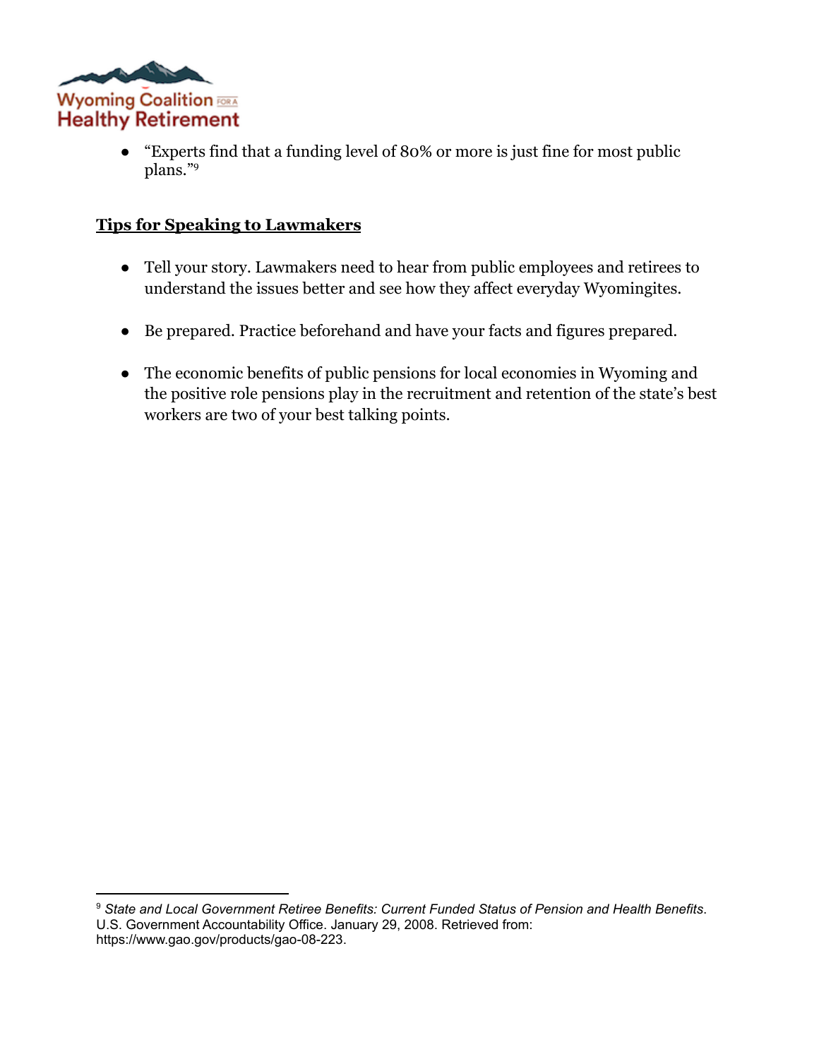- "Experts find that a funding level of 80% or more is just fine for most public plans."[9]

**Tips for Speaking to Lawmakers**

- Tell your story. Lawmakers need to hear from public employees and retirees to understand the issues better and see how they affect everyday Wyomingites.

- Be prepared. Practice beforehand and have your facts and figures prepared.

- The economic benefits of public pensions for local economies in Wyoming and the positive role pensions play in the recruitment and retention of the state's best workers are two of your best talking points.

---

[9] *State and Local Government Retiree Benefits: Current Funded Status of Pension and Health Benefits*. U.S. Government Accountability Office. January 29, 2008. Retrieved from: https://www.gao.gov/products/gao-08-223.